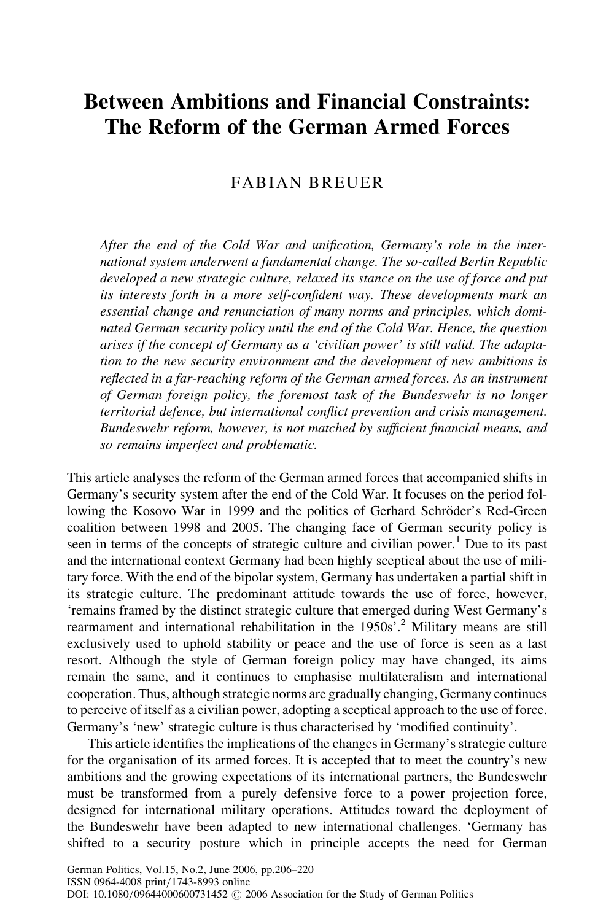# Between Ambitions and Financial Constraints: The Reform of the German Armed Forces

FABIAN BREUER

*After the end of the Cold War and unification, Germany's role in the international system underwent a fundamental change. The so-called Berlin Republic developed a new strategic culture, relaxed its stance on the use of force and put its interests forth in a more self-confident way. These developments mark an essential change and renunciation of many norms and principles, which dominated German security policy until the end of the Cold War. Hence, the question arises if the concept of Germany as a 'civilian power' is still valid. The adaptation to the new security environment and the development of new ambitions is reflected in a far-reaching reform of the German armed forces. As an instrument of German foreign policy, the foremost task of the Bundeswehr is no longer territorial defence, but international conflict prevention and crisis management. Bundeswehr reform, however, is not matched by sufficient financial means, and so remains imperfect and problematic.*

This article analyses the reform of the German armed forces that accompanied shifts in Germany's security system after the end of the Cold War. It focuses on the period following the Kosovo War in 1999 and the politics of Gerhard Schröder's Red-Green coalition between 1998 and 2005. The changing face of German security policy is seen in terms of the concepts of strategic culture and civilian power.[1] Due to its past and the international context Germany had been highly sceptical about the use of military force. With the end of the bipolar system, Germany has undertaken a partial shift in its strategic culture. The predominant attitude towards the use of force, however, 'remains framed by the distinct strategic culture that emerged during West Germany's rearmament and international rehabilitation in the 1950s'.[2] Military means are still exclusively used to uphold stability or peace and the use of force is seen as a last resort. Although the style of German foreign policy may have changed, its aims remain the same, and it continues to emphasise multilateralism and international cooperation. Thus, although strategic norms are gradually changing, Germany continues to perceive of itself as a civilian power, adopting a sceptical approach to the use of force. Germany's 'new' strategic culture is thus characterised by 'modified continuity'.

This article identifies the implications of the changes in Germany's strategic culture for the organisation of its armed forces. It is accepted that to meet the country's new ambitions and the growing expectations of its international partners, the Bundeswehr must be transformed from a purely defensive force to a power projection force, designed for international military operations. Attitudes toward the deployment of the Bundeswehr have been adapted to new international challenges. 'Germany has shifted to a security posture which in principle accepts the need for German

German Politics, Vol.15, No.2, June 2006, pp.206–220
ISSN 0964-4008 print/1743-8993 online
DOI: 10.1080/09644000600731452 © 2006 Association for the Study of German Politics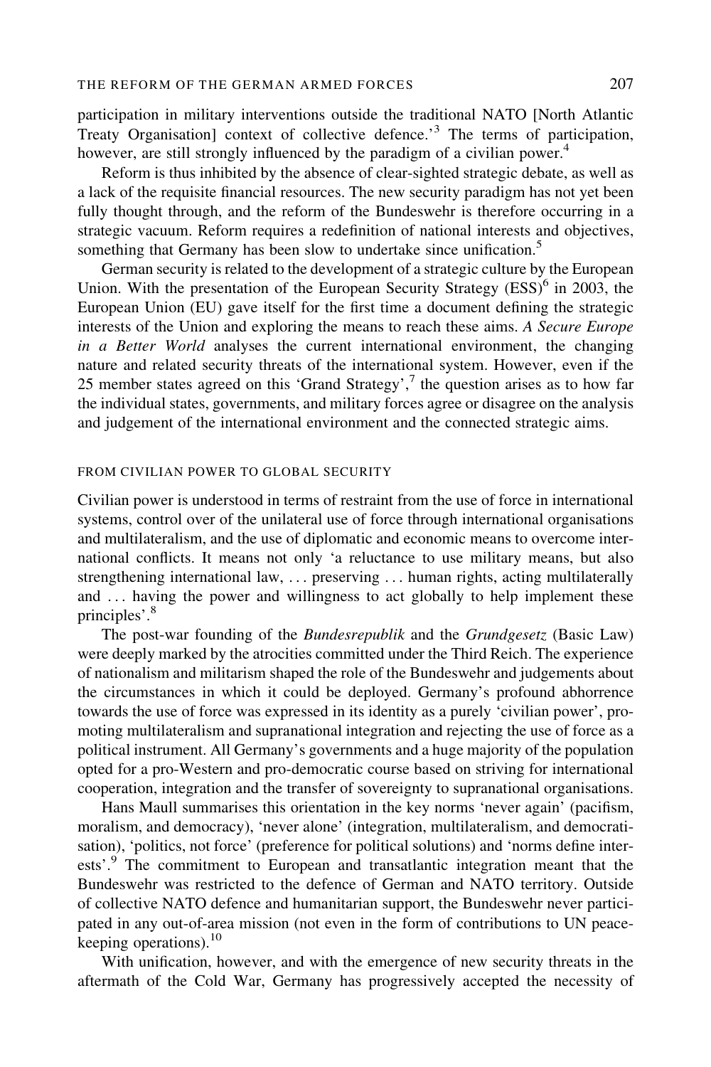participation in military interventions outside the traditional NATO [North Atlantic Treaty Organisation] context of collective defence.'[3] The terms of participation, however, are still strongly influenced by the paradigm of a civilian power.[4]

Reform is thus inhibited by the absence of clear-sighted strategic debate, as well as a lack of the requisite financial resources. The new security paradigm has not yet been fully thought through, and the reform of the Bundeswehr is therefore occurring in a strategic vacuum. Reform requires a redefinition of national interests and objectives, something that Germany has been slow to undertake since unification.[5]

German security is related to the development of a strategic culture by the European Union. With the presentation of the European Security Strategy (ESS)[6] in 2003, the European Union (EU) gave itself for the first time a document defining the strategic interests of the Union and exploring the means to reach these aims. *A Secure Europe in a Better World* analyses the current international environment, the changing nature and related security threats of the international system. However, even if the 25 member states agreed on this 'Grand Strategy',[7] the question arises as to how far the individual states, governments, and military forces agree or disagree on the analysis and judgement of the international environment and the connected strategic aims.

## FROM CIVILIAN POWER TO GLOBAL SECURITY

Civilian power is understood in terms of restraint from the use of force in international systems, control over of the unilateral use of force through international organisations and multilateralism, and the use of diplomatic and economic means to overcome international conflicts. It means not only 'a reluctance to use military means, but also strengthening international law, ... preserving ... human rights, acting multilaterally and ... having the power and willingness to act globally to help implement these principles'.[8]

The post-war founding of the *Bundesrepublik* and the *Grundgesetz* (Basic Law) were deeply marked by the atrocities committed under the Third Reich. The experience of nationalism and militarism shaped the role of the Bundeswehr and judgements about the circumstances in which it could be deployed. Germany's profound abhorrence towards the use of force was expressed in its identity as a purely 'civilian power', promoting multilateralism and supranational integration and rejecting the use of force as a political instrument. All Germany's governments and a huge majority of the population opted for a pro-Western and pro-democratic course based on striving for international cooperation, integration and the transfer of sovereignty to supranational organisations.

Hans Maull summarises this orientation in the key norms 'never again' (pacifism, moralism, and democracy), 'never alone' (integration, multilateralism, and democratisation), 'politics, not force' (preference for political solutions) and 'norms define interests'.[9] The commitment to European and transatlantic integration meant that the Bundeswehr was restricted to the defence of German and NATO territory. Outside of collective NATO defence and humanitarian support, the Bundeswehr never participated in any out-of-area mission (not even in the form of contributions to UN peacekeeping operations).[10]

With unification, however, and with the emergence of new security threats in the aftermath of the Cold War, Germany has progressively accepted the necessity of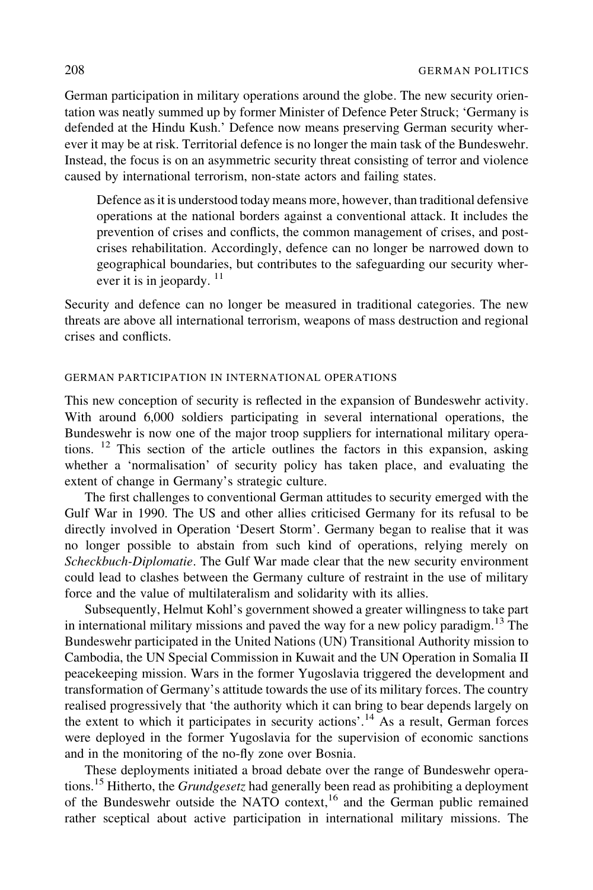German participation in military operations around the globe. The new security orientation was neatly summed up by former Minister of Defence Peter Struck; 'Germany is defended at the Hindu Kush.' Defence now means preserving German security wherever it may be at risk. Territorial defence is no longer the main task of the Bundeswehr. Instead, the focus is on an asymmetric security threat consisting of terror and violence caused by international terrorism, non-state actors and failing states.

> Defence as it is understood today means more, however, than traditional defensive operations at the national borders against a conventional attack. It includes the prevention of crises and conflicts, the common management of crises, and post-crises rehabilitation. Accordingly, defence can no longer be narrowed down to geographical boundaries, but contributes to the safeguarding our security wherever it is in jeopardy. [11]

Security and defence can no longer be measured in traditional categories. The new threats are above all international terrorism, weapons of mass destruction and regional crises and conflicts.

## GERMAN PARTICIPATION IN INTERNATIONAL OPERATIONS

This new conception of security is reflected in the expansion of Bundeswehr activity. With around 6,000 soldiers participating in several international operations, the Bundeswehr is now one of the major troop suppliers for international military operations. [12] This section of the article outlines the factors in this expansion, asking whether a 'normalisation' of security policy has taken place, and evaluating the extent of change in Germany's strategic culture.

The first challenges to conventional German attitudes to security emerged with the Gulf War in 1990. The US and other allies criticised Germany for its refusal to be directly involved in Operation 'Desert Storm'. Germany began to realise that it was no longer possible to abstain from such kind of operations, relying merely on *Scheckbuch-Diplomatie*. The Gulf War made clear that the new security environment could lead to clashes between the Germany culture of restraint in the use of military force and the value of multilateralism and solidarity with its allies.

Subsequently, Helmut Kohl's government showed a greater willingness to take part in international military missions and paved the way for a new policy paradigm.[13] The Bundeswehr participated in the United Nations (UN) Transitional Authority mission to Cambodia, the UN Special Commission in Kuwait and the UN Operation in Somalia II peacekeeping mission. Wars in the former Yugoslavia triggered the development and transformation of Germany's attitude towards the use of its military forces. The country realised progressively that 'the authority which it can bring to bear depends largely on the extent to which it participates in security actions'.[14] As a result, German forces were deployed in the former Yugoslavia for the supervision of economic sanctions and in the monitoring of the no-fly zone over Bosnia.

These deployments initiated a broad debate over the range of Bundeswehr operations.[15] Hitherto, the *Grundgesetz* had generally been read as prohibiting a deployment of the Bundeswehr outside the NATO context,[16] and the German public remained rather sceptical about active participation in international military missions. The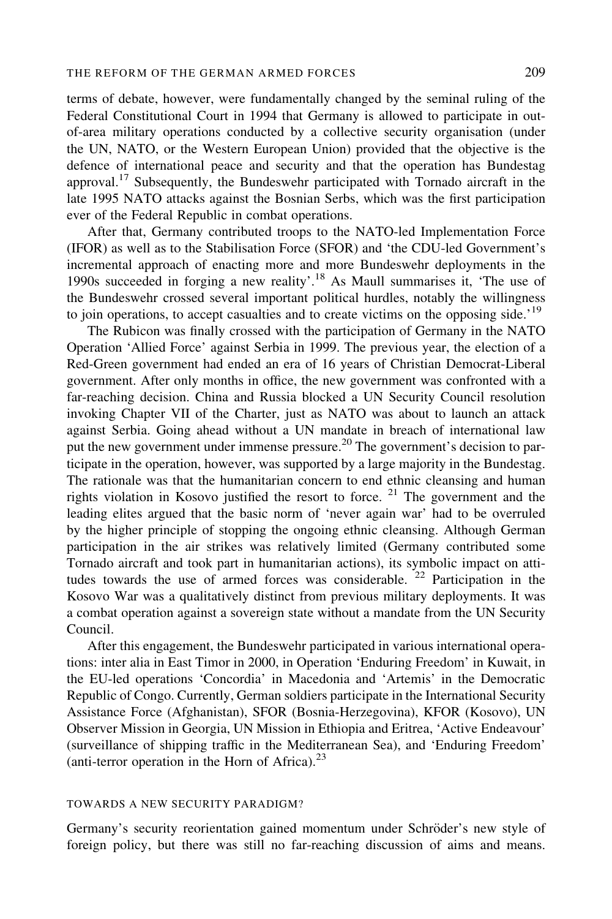terms of debate, however, were fundamentally changed by the seminal ruling of the Federal Constitutional Court in 1994 that Germany is allowed to participate in out-of-area military operations conducted by a collective security organisation (under the UN, NATO, or the Western European Union) provided that the objective is the defence of international peace and security and that the operation has Bundestag approval.[17] Subsequently, the Bundeswehr participated with Tornado aircraft in the late 1995 NATO attacks against the Bosnian Serbs, which was the first participation ever of the Federal Republic in combat operations.

After that, Germany contributed troops to the NATO-led Implementation Force (IFOR) as well as to the Stabilisation Force (SFOR) and 'the CDU-led Government's incremental approach of enacting more and more Bundeswehr deployments in the 1990s succeeded in forging a new reality'.[18] As Maull summarises it, 'The use of the Bundeswehr crossed several important political hurdles, notably the willingness to join operations, to accept casualties and to create victims on the opposing side.'[19]

The Rubicon was finally crossed with the participation of Germany in the NATO Operation 'Allied Force' against Serbia in 1999. The previous year, the election of a Red-Green government had ended an era of 16 years of Christian Democrat-Liberal government. After only months in office, the new government was confronted with a far-reaching decision. China and Russia blocked a UN Security Council resolution invoking Chapter VII of the Charter, just as NATO was about to launch an attack against Serbia. Going ahead without a UN mandate in breach of international law put the new government under immense pressure.[20] The government's decision to participate in the operation, however, was supported by a large majority in the Bundestag. The rationale was that the humanitarian concern to end ethnic cleansing and human rights violation in Kosovo justified the resort to force. [21] The government and the leading elites argued that the basic norm of 'never again war' had to be overruled by the higher principle of stopping the ongoing ethnic cleansing. Although German participation in the air strikes was relatively limited (Germany contributed some Tornado aircraft and took part in humanitarian actions), its symbolic impact on attitudes towards the use of armed forces was considerable. [22] Participation in the Kosovo War was a qualitatively distinct from previous military deployments. It was a combat operation against a sovereign state without a mandate from the UN Security Council.

After this engagement, the Bundeswehr participated in various international operations: inter alia in East Timor in 2000, in Operation 'Enduring Freedom' in Kuwait, in the EU-led operations 'Concordia' in Macedonia and 'Artemis' in the Democratic Republic of Congo. Currently, German soldiers participate in the International Security Assistance Force (Afghanistan), SFOR (Bosnia-Herzegovina), KFOR (Kosovo), UN Observer Mission in Georgia, UN Mission in Ethiopia and Eritrea, 'Active Endeavour' (surveillance of shipping traffic in the Mediterranean Sea), and 'Enduring Freedom' (anti-terror operation in the Horn of Africa).[23]

## TOWARDS A NEW SECURITY PARADIGM?

Germany's security reorientation gained momentum under Schröder's new style of foreign policy, but there was still no far-reaching discussion of aims and means.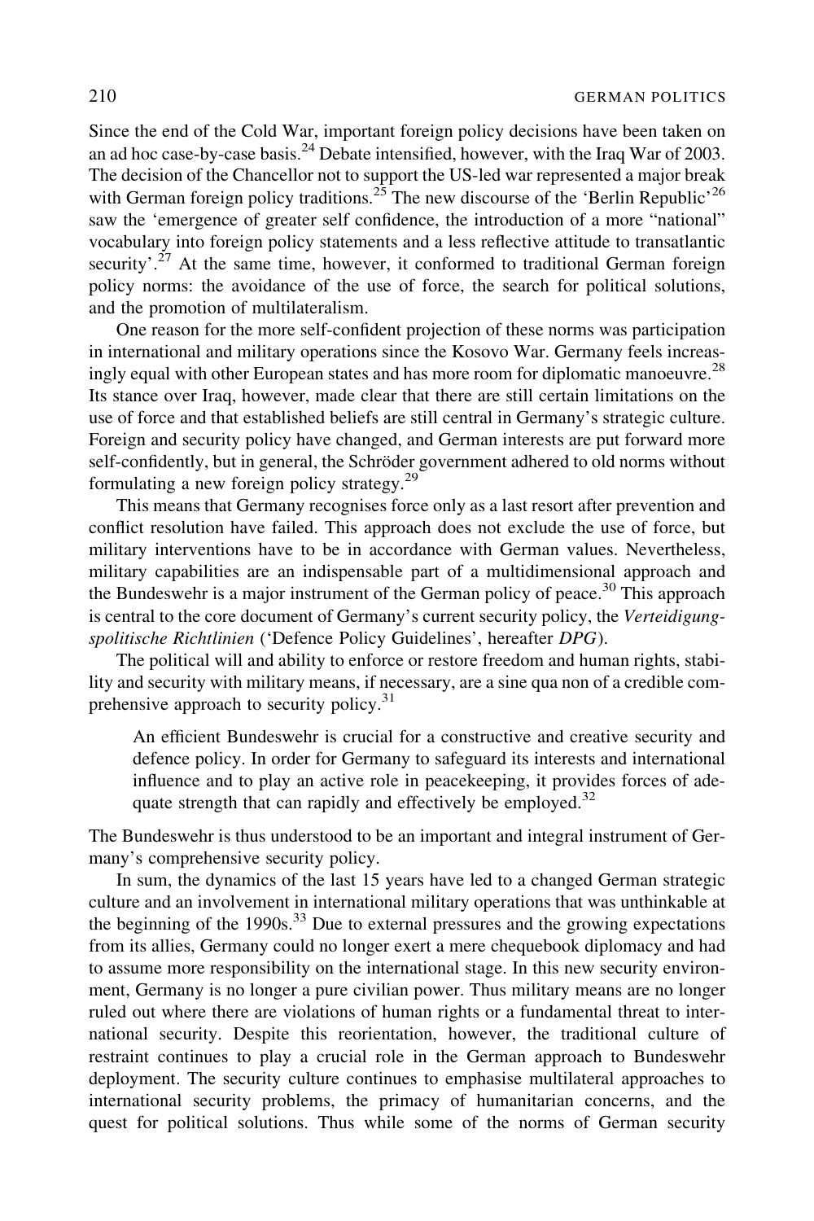Since the end of the Cold War, important foreign policy decisions have been taken on an ad hoc case-by-case basis.[24] Debate intensified, however, with the Iraq War of 2003. The decision of the Chancellor not to support the US-led war represented a major break with German foreign policy traditions.[25] The new discourse of the 'Berlin Republic'[26] saw the 'emergence of greater self confidence, the introduction of a more "national" vocabulary into foreign policy statements and a less reflective attitude to transatlantic security'.[27] At the same time, however, it conformed to traditional German foreign policy norms: the avoidance of the use of force, the search for political solutions, and the promotion of multilateralism.

One reason for the more self-confident projection of these norms was participation in international and military operations since the Kosovo War. Germany feels increasingly equal with other European states and has more room for diplomatic manoeuvre.[28] Its stance over Iraq, however, made clear that there are still certain limitations on the use of force and that established beliefs are still central in Germany's strategic culture. Foreign and security policy have changed, and German interests are put forward more self-confidently, but in general, the Schröder government adhered to old norms without formulating a new foreign policy strategy.[29]

This means that Germany recognises force only as a last resort after prevention and conflict resolution have failed. This approach does not exclude the use of force, but military interventions have to be in accordance with German values. Nevertheless, military capabilities are an indispensable part of a multidimensional approach and the Bundeswehr is a major instrument of the German policy of peace.[30] This approach is central to the core document of Germany's current security policy, the *Verteidigungspolitische Richtlinien* ('Defence Policy Guidelines', hereafter *DPG*).

The political will and ability to enforce or restore freedom and human rights, stability and security with military means, if necessary, are a sine qua non of a credible comprehensive approach to security policy.[31]

> An efficient Bundeswehr is crucial for a constructive and creative security and defence policy. In order for Germany to safeguard its interests and international influence and to play an active role in peacekeeping, it provides forces of adequate strength that can rapidly and effectively be employed.[32]

The Bundeswehr is thus understood to be an important and integral instrument of Germany's comprehensive security policy.

In sum, the dynamics of the last 15 years have led to a changed German strategic culture and an involvement in international military operations that was unthinkable at the beginning of the 1990s.[33] Due to external pressures and the growing expectations from its allies, Germany could no longer exert a mere chequebook diplomacy and had to assume more responsibility on the international stage. In this new security environment, Germany is no longer a pure civilian power. Thus military means are no longer ruled out where there are violations of human rights or a fundamental threat to international security. Despite this reorientation, however, the traditional culture of restraint continues to play a crucial role in the German approach to Bundeswehr deployment. The security culture continues to emphasise multilateral approaches to international security problems, the primacy of humanitarian concerns, and the quest for political solutions. Thus while some of the norms of German security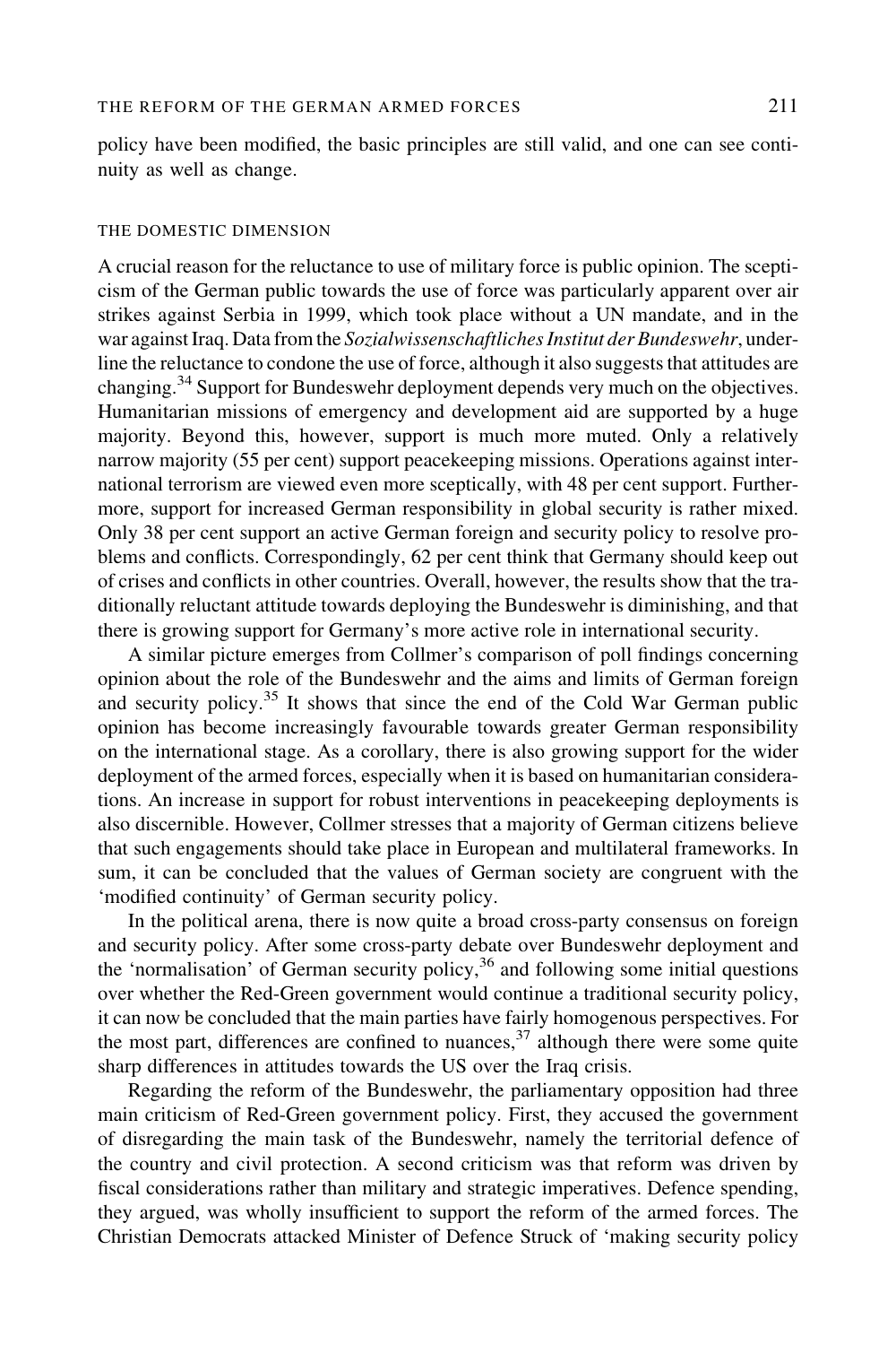policy have been modified, the basic principles are still valid, and one can see continuity as well as change.

## THE DOMESTIC DIMENSION

A crucial reason for the reluctance to use of military force is public opinion. The scepticism of the German public towards the use of force was particularly apparent over air strikes against Serbia in 1999, which took place without a UN mandate, and in the war against Iraq. Data from the *Sozialwissenschaftliches Institut der Bundeswehr*, underline the reluctance to condone the use of force, although it also suggests that attitudes are changing.[34] Support for Bundeswehr deployment depends very much on the objectives. Humanitarian missions of emergency and development aid are supported by a huge majority. Beyond this, however, support is much more muted. Only a relatively narrow majority (55 per cent) support peacekeeping missions. Operations against international terrorism are viewed even more sceptically, with 48 per cent support. Furthermore, support for increased German responsibility in global security is rather mixed. Only 38 per cent support an active German foreign and security policy to resolve problems and conflicts. Correspondingly, 62 per cent think that Germany should keep out of crises and conflicts in other countries. Overall, however, the results show that the traditionally reluctant attitude towards deploying the Bundeswehr is diminishing, and that there is growing support for Germany's more active role in international security.

A similar picture emerges from Collmer's comparison of poll findings concerning opinion about the role of the Bundeswehr and the aims and limits of German foreign and security policy.[35] It shows that since the end of the Cold War German public opinion has become increasingly favourable towards greater German responsibility on the international stage. As a corollary, there is also growing support for the wider deployment of the armed forces, especially when it is based on humanitarian considerations. An increase in support for robust interventions in peacekeeping deployments is also discernible. However, Collmer stresses that a majority of German citizens believe that such engagements should take place in European and multilateral frameworks. In sum, it can be concluded that the values of German society are congruent with the 'modified continuity' of German security policy.

In the political arena, there is now quite a broad cross-party consensus on foreign and security policy. After some cross-party debate over Bundeswehr deployment and the 'normalisation' of German security policy,[36] and following some initial questions over whether the Red-Green government would continue a traditional security policy, it can now be concluded that the main parties have fairly homogenous perspectives. For the most part, differences are confined to nuances,[37] although there were some quite sharp differences in attitudes towards the US over the Iraq crisis.

Regarding the reform of the Bundeswehr, the parliamentary opposition had three main criticism of Red-Green government policy. First, they accused the government of disregarding the main task of the Bundeswehr, namely the territorial defence of the country and civil protection. A second criticism was that reform was driven by fiscal considerations rather than military and strategic imperatives. Defence spending, they argued, was wholly insufficient to support the reform of the armed forces. The Christian Democrats attacked Minister of Defence Struck of 'making security policy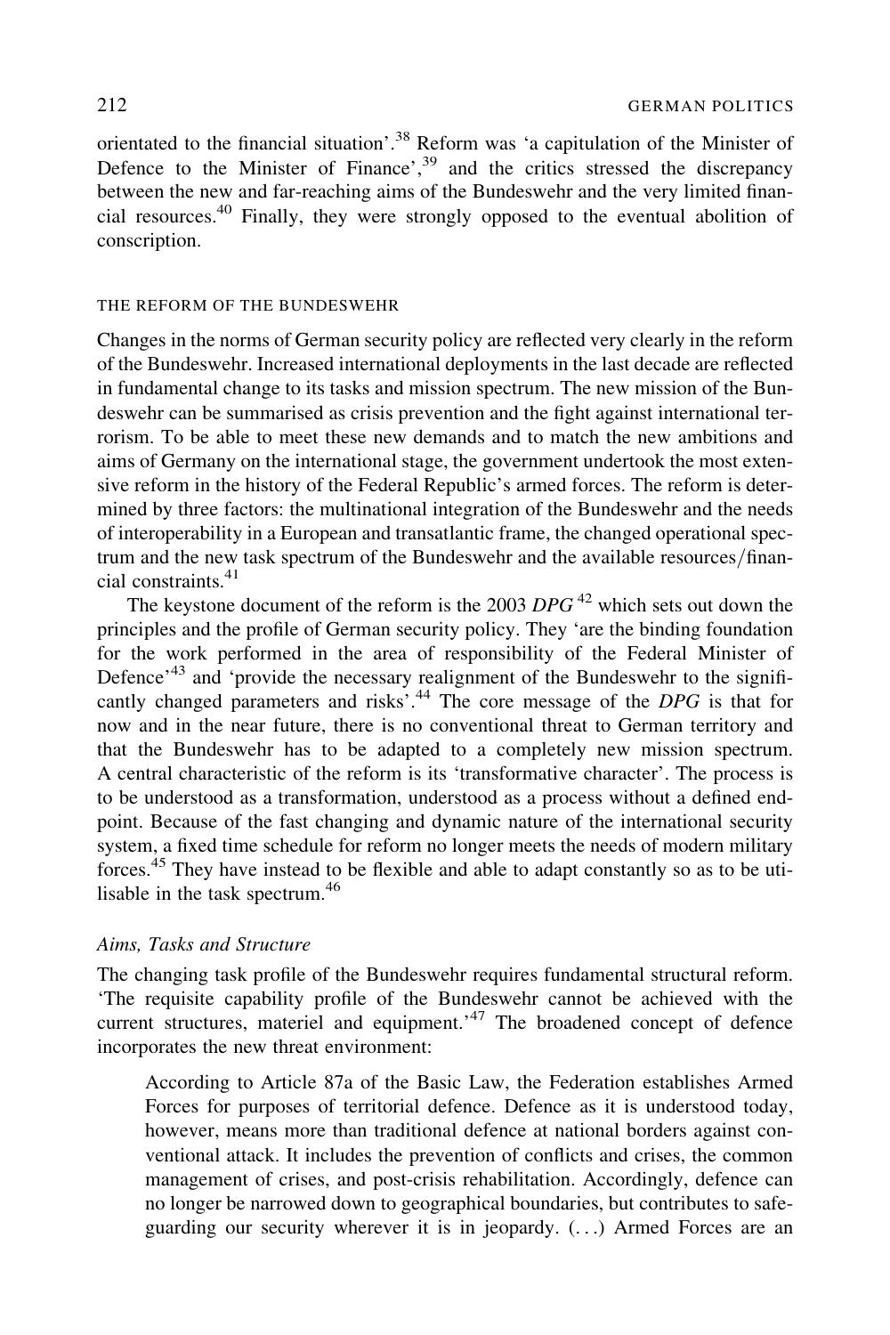orientated to the financial situation'.[38] Reform was 'a capitulation of the Minister of Defence to the Minister of Finance',[39] and the critics stressed the discrepancy between the new and far-reaching aims of the Bundeswehr and the very limited financial resources.[40] Finally, they were strongly opposed to the eventual abolition of conscription.

## THE REFORM OF THE BUNDESWEHR

Changes in the norms of German security policy are reflected very clearly in the reform of the Bundeswehr. Increased international deployments in the last decade are reflected in fundamental change to its tasks and mission spectrum. The new mission of the Bundeswehr can be summarised as crisis prevention and the fight against international terrorism. To be able to meet these new demands and to match the new ambitions and aims of Germany on the international stage, the government undertook the most extensive reform in the history of the Federal Republic's armed forces. The reform is determined by three factors: the multinational integration of the Bundeswehr and the needs of interoperability in a European and transatlantic frame, the changed operational spectrum and the new task spectrum of the Bundeswehr and the available resources/financial constraints.[41]

The keystone document of the reform is the 2003 *DPG*[42] which sets out down the principles and the profile of German security policy. They 'are the binding foundation for the work performed in the area of responsibility of the Federal Minister of Defence'[43] and 'provide the necessary realignment of the Bundeswehr to the significantly changed parameters and risks'.[44] The core message of the *DPG* is that for now and in the near future, there is no conventional threat to German territory and that the Bundeswehr has to be adapted to a completely new mission spectrum. A central characteristic of the reform is its 'transformative character'. The process is to be understood as a transformation, understood as a process without a defined endpoint. Because of the fast changing and dynamic nature of the international security system, a fixed time schedule for reform no longer meets the needs of modern military forces.[45] They have instead to be flexible and able to adapt constantly so as to be utilisable in the task spectrum.[46]

### *Aims, Tasks and Structure*

The changing task profile of the Bundeswehr requires fundamental structural reform. 'The requisite capability profile of the Bundeswehr cannot be achieved with the current structures, materiel and equipment.'[47] The broadened concept of defence incorporates the new threat environment:

> According to Article 87a of the Basic Law, the Federation establishes Armed Forces for purposes of territorial defence. Defence as it is understood today, however, means more than traditional defence at national borders against conventional attack. It includes the prevention of conflicts and crises, the common management of crises, and post-crisis rehabilitation. Accordingly, defence can no longer be narrowed down to geographical boundaries, but contributes to safeguarding our security wherever it is in jeopardy. (...) Armed Forces are an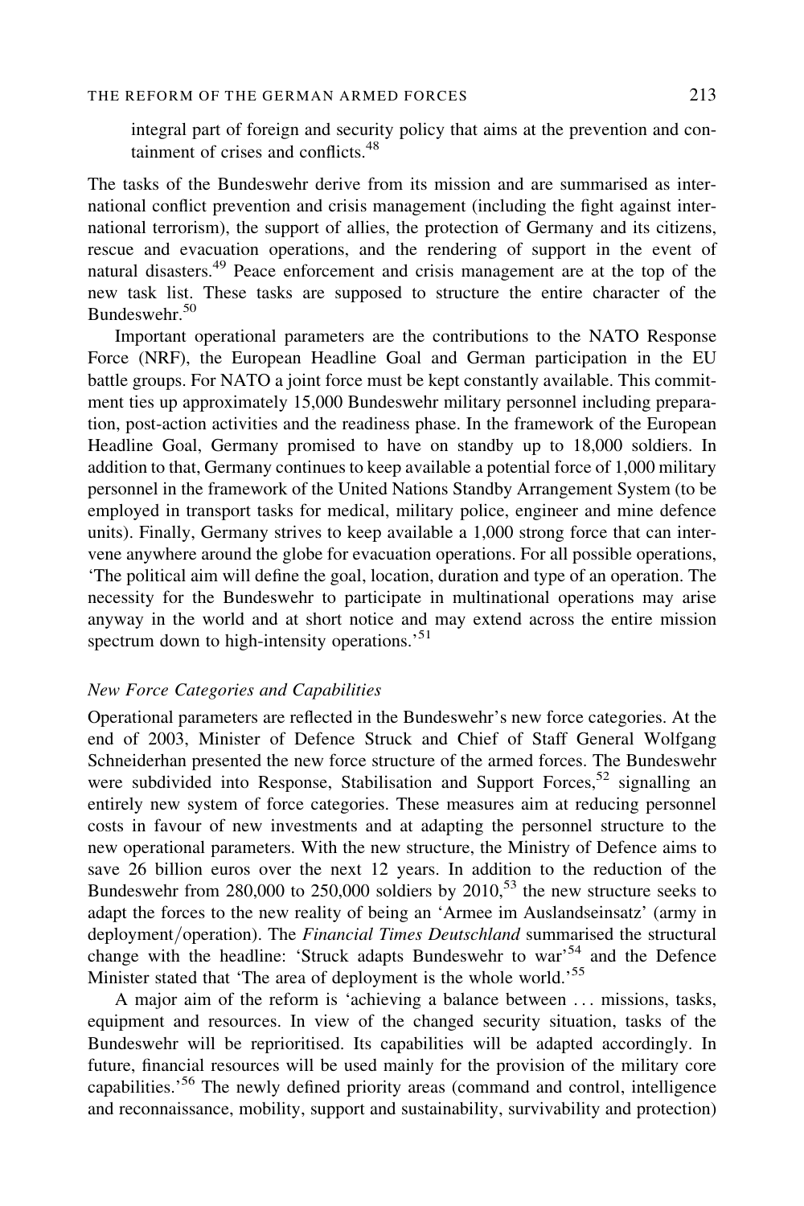integral part of foreign and security policy that aims at the prevention and containment of crises and conflicts.[48]

The tasks of the Bundeswehr derive from its mission and are summarised as international conflict prevention and crisis management (including the fight against international terrorism), the support of allies, the protection of Germany and its citizens, rescue and evacuation operations, and the rendering of support in the event of natural disasters.[49] Peace enforcement and crisis management are at the top of the new task list. These tasks are supposed to structure the entire character of the Bundeswehr.[50]

Important operational parameters are the contributions to the NATO Response Force (NRF), the European Headline Goal and German participation in the EU battle groups. For NATO a joint force must be kept constantly available. This commitment ties up approximately 15,000 Bundeswehr military personnel including preparation, post-action activities and the readiness phase. In the framework of the European Headline Goal, Germany promised to have on standby up to 18,000 soldiers. In addition to that, Germany continues to keep available a potential force of 1,000 military personnel in the framework of the United Nations Standby Arrangement System (to be employed in transport tasks for medical, military police, engineer and mine defence units). Finally, Germany strives to keep available a 1,000 strong force that can intervene anywhere around the globe for evacuation operations. For all possible operations, 'The political aim will define the goal, location, duration and type of an operation. The necessity for the Bundeswehr to participate in multinational operations may arise anyway in the world and at short notice and may extend across the entire mission spectrum down to high-intensity operations.'[51]

### *New Force Categories and Capabilities*

Operational parameters are reflected in the Bundeswehr's new force categories. At the end of 2003, Minister of Defence Struck and Chief of Staff General Wolfgang Schneiderhan presented the new force structure of the armed forces. The Bundeswehr were subdivided into Response, Stabilisation and Support Forces,[52] signalling an entirely new system of force categories. These measures aim at reducing personnel costs in favour of new investments and at adapting the personnel structure to the new operational parameters. With the new structure, the Ministry of Defence aims to save 26 billion euros over the next 12 years. In addition to the reduction of the Bundeswehr from 280,000 to 250,000 soldiers by 2010,[53] the new structure seeks to adapt the forces to the new reality of being an 'Armee im Auslandseinsatz' (army in deployment/operation). The *Financial Times Deutschland* summarised the structural change with the headline: 'Struck adapts Bundeswehr to war'[54] and the Defence Minister stated that 'The area of deployment is the whole world.'[55]

A major aim of the reform is 'achieving a balance between ... missions, tasks, equipment and resources. In view of the changed security situation, tasks of the Bundeswehr will be reprioritised. Its capabilities will be adapted accordingly. In future, financial resources will be used mainly for the provision of the military core capabilities.'[56] The newly defined priority areas (command and control, intelligence and reconnaissance, mobility, support and sustainability, survivability and protection)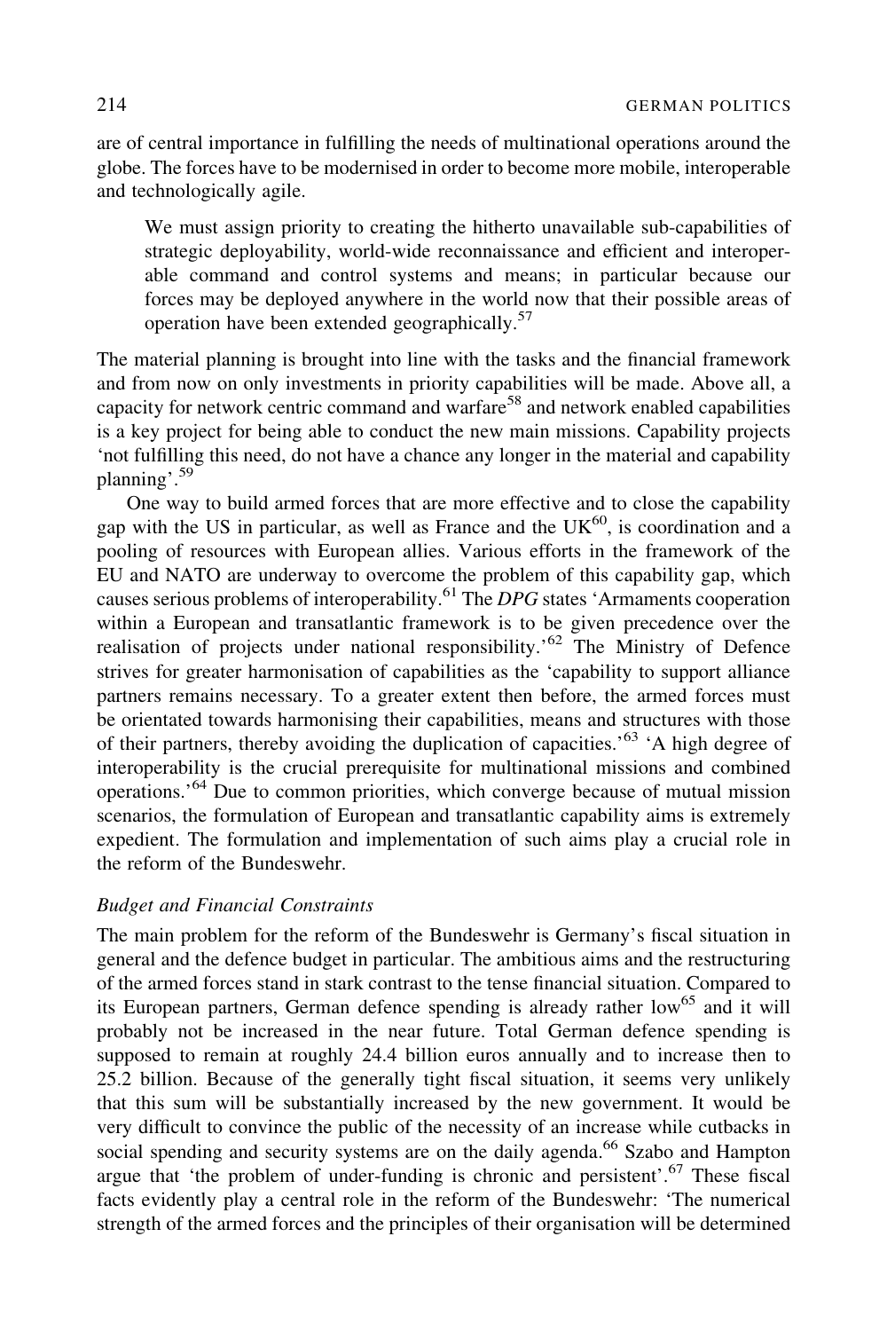are of central importance in fulfilling the needs of multinational operations around the globe. The forces have to be modernised in order to become more mobile, interoperable and technologically agile.

> We must assign priority to creating the hitherto unavailable sub-capabilities of strategic deployability, world-wide reconnaissance and efficient and interoperable command and control systems and means; in particular because our forces may be deployed anywhere in the world now that their possible areas of operation have been extended geographically.[57]

The material planning is brought into line with the tasks and the financial framework and from now on only investments in priority capabilities will be made. Above all, a capacity for network centric command and warfare[58] and network enabled capabilities is a key project for being able to conduct the new main missions. Capability projects 'not fulfilling this need, do not have a chance any longer in the material and capability planning'.[59]

One way to build armed forces that are more effective and to close the capability gap with the US in particular, as well as France and the UK[60], is coordination and a pooling of resources with European allies. Various efforts in the framework of the EU and NATO are underway to overcome the problem of this capability gap, which causes serious problems of interoperability.[61] The *DPG* states 'Armaments cooperation within a European and transatlantic framework is to be given precedence over the realisation of projects under national responsibility.'[62] The Ministry of Defence strives for greater harmonisation of capabilities as the 'capability to support alliance partners remains necessary. To a greater extent then before, the armed forces must be orientated towards harmonising their capabilities, means and structures with those of their partners, thereby avoiding the duplication of capacities.'[63] 'A high degree of interoperability is the crucial prerequisite for multinational missions and combined operations.'[64] Due to common priorities, which converge because of mutual mission scenarios, the formulation of European and transatlantic capability aims is extremely expedient. The formulation and implementation of such aims play a crucial role in the reform of the Bundeswehr.

### *Budget and Financial Constraints*

The main problem for the reform of the Bundeswehr is Germany's fiscal situation in general and the defence budget in particular. The ambitious aims and the restructuring of the armed forces stand in stark contrast to the tense financial situation. Compared to its European partners, German defence spending is already rather low[65] and it will probably not be increased in the near future. Total German defence spending is supposed to remain at roughly 24.4 billion euros annually and to increase then to 25.2 billion. Because of the generally tight fiscal situation, it seems very unlikely that this sum will be substantially increased by the new government. It would be very difficult to convince the public of the necessity of an increase while cutbacks in social spending and security systems are on the daily agenda.[66] Szabo and Hampton argue that 'the problem of under-funding is chronic and persistent'.[67] These fiscal facts evidently play a central role in the reform of the Bundeswehr: 'The numerical strength of the armed forces and the principles of their organisation will be determined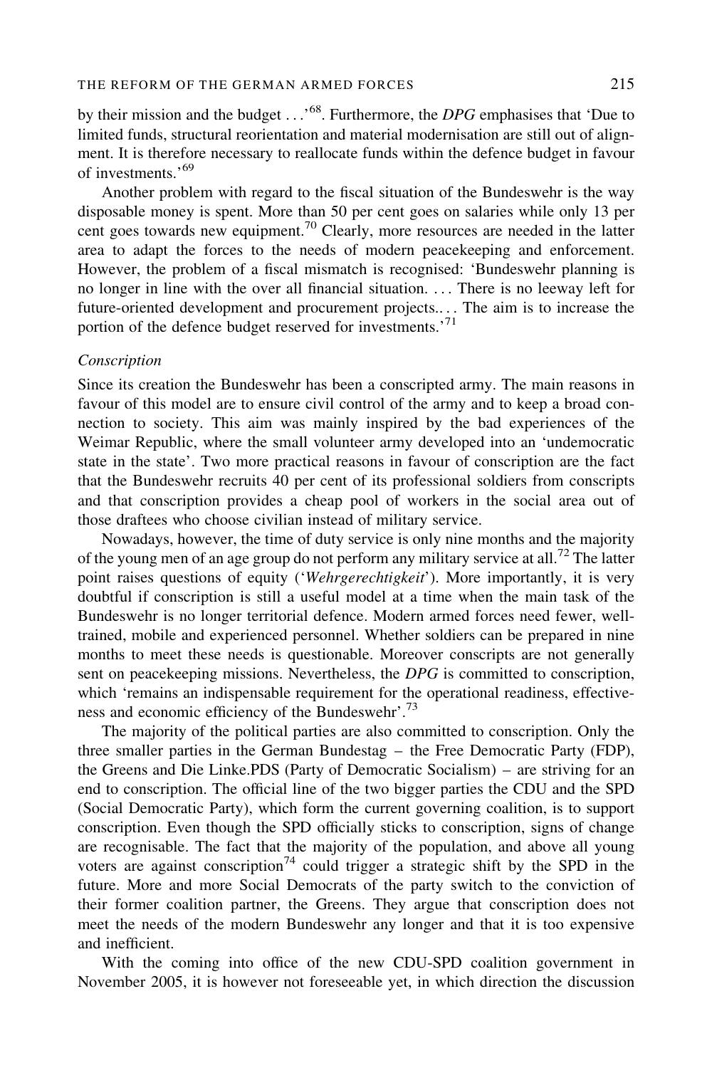by their mission and the budget . . .'[68]. Furthermore, the *DPG* emphasises that 'Due to limited funds, structural reorientation and material modernisation are still out of alignment. It is therefore necessary to reallocate funds within the defence budget in favour of investments.'[69]

Another problem with regard to the fiscal situation of the Bundeswehr is the way disposable money is spent. More than 50 per cent goes on salaries while only 13 per cent goes towards new equipment.[70] Clearly, more resources are needed in the latter area to adapt the forces to the needs of modern peacekeeping and enforcement. However, the problem of a fiscal mismatch is recognised: 'Bundeswehr planning is no longer in line with the over all financial situation. . . . There is no leeway left for future-oriented development and procurement projects.. . . The aim is to increase the portion of the defence budget reserved for investments.'[71]

### *Conscription*

Since its creation the Bundeswehr has been a conscripted army. The main reasons in favour of this model are to ensure civil control of the army and to keep a broad connection to society. This aim was mainly inspired by the bad experiences of the Weimar Republic, where the small volunteer army developed into an 'undemocratic state in the state'. Two more practical reasons in favour of conscription are the fact that the Bundeswehr recruits 40 per cent of its professional soldiers from conscripts and that conscription provides a cheap pool of workers in the social area out of those draftees who choose civilian instead of military service.

Nowadays, however, the time of duty service is only nine months and the majority of the young men of an age group do not perform any military service at all.[72] The latter point raises questions of equity ('*Wehrgerechtigkeit*'). More importantly, it is very doubtful if conscription is still a useful model at a time when the main task of the Bundeswehr is no longer territorial defence. Modern armed forces need fewer, well-trained, mobile and experienced personnel. Whether soldiers can be prepared in nine months to meet these needs is questionable. Moreover conscripts are not generally sent on peacekeeping missions. Nevertheless, the *DPG* is committed to conscription, which 'remains an indispensable requirement for the operational readiness, effectiveness and economic efficiency of the Bundeswehr'.[73]

The majority of the political parties are also committed to conscription. Only the three smaller parties in the German Bundestag – the Free Democratic Party (FDP), the Greens and Die Linke.PDS (Party of Democratic Socialism) – are striving for an end to conscription. The official line of the two bigger parties the CDU and the SPD (Social Democratic Party), which form the current governing coalition, is to support conscription. Even though the SPD officially sticks to conscription, signs of change are recognisable. The fact that the majority of the population, and above all young voters are against conscription[74] could trigger a strategic shift by the SPD in the future. More and more Social Democrats of the party switch to the conviction of their former coalition partner, the Greens. They argue that conscription does not meet the needs of the modern Bundeswehr any longer and that it is too expensive and inefficient.

With the coming into office of the new CDU-SPD coalition government in November 2005, it is however not foreseeable yet, in which direction the discussion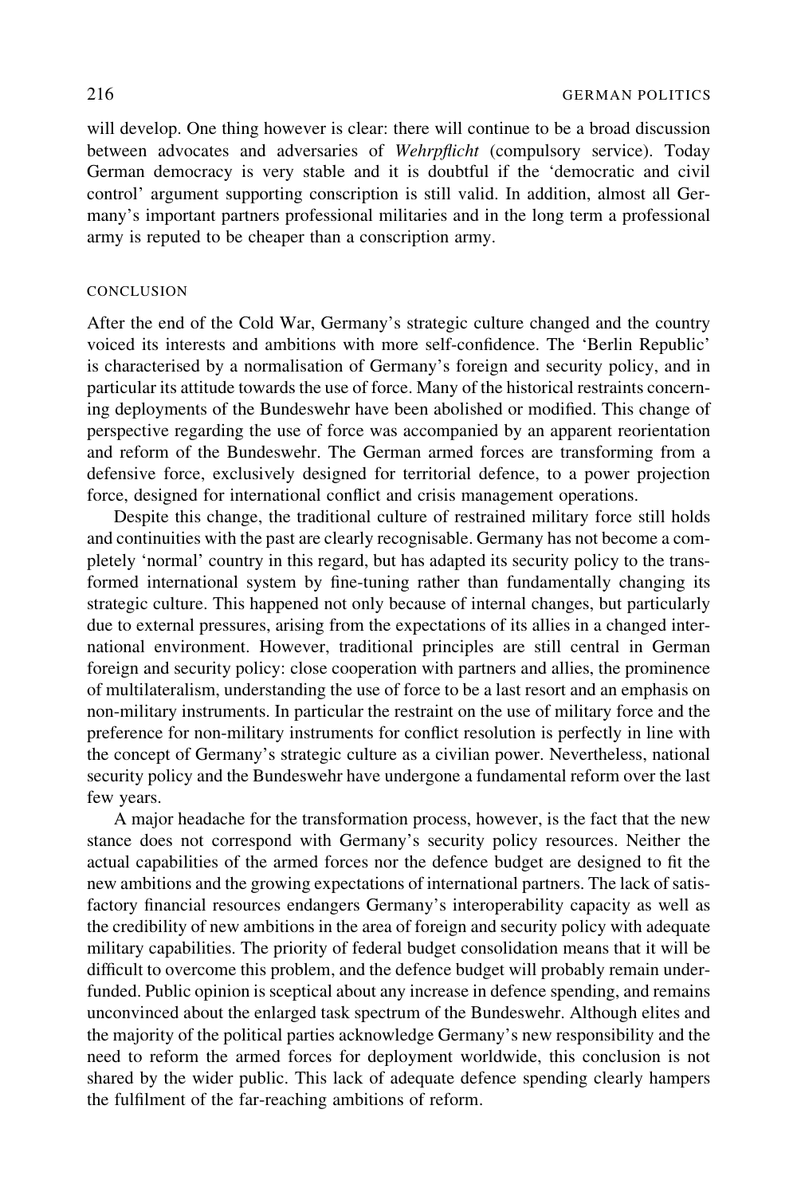will develop. One thing however is clear: there will continue to be a broad discussion between advocates and adversaries of *Wehrpflicht* (compulsory service). Today German democracy is very stable and it is doubtful if the 'democratic and civil control' argument supporting conscription is still valid. In addition, almost all Germany's important partners professional militaries and in the long term a professional army is reputed to be cheaper than a conscription army.

## CONCLUSION

After the end of the Cold War, Germany's strategic culture changed and the country voiced its interests and ambitions with more self-confidence. The 'Berlin Republic' is characterised by a normalisation of Germany's foreign and security policy, and in particular its attitude towards the use of force. Many of the historical restraints concerning deployments of the Bundeswehr have been abolished or modified. This change of perspective regarding the use of force was accompanied by an apparent reorientation and reform of the Bundeswehr. The German armed forces are transforming from a defensive force, exclusively designed for territorial defence, to a power projection force, designed for international conflict and crisis management operations.

Despite this change, the traditional culture of restrained military force still holds and continuities with the past are clearly recognisable. Germany has not become a completely 'normal' country in this regard, but has adapted its security policy to the transformed international system by fine-tuning rather than fundamentally changing its strategic culture. This happened not only because of internal changes, but particularly due to external pressures, arising from the expectations of its allies in a changed international environment. However, traditional principles are still central in German foreign and security policy: close cooperation with partners and allies, the prominence of multilateralism, understanding the use of force to be a last resort and an emphasis on non-military instruments. In particular the restraint on the use of military force and the preference for non-military instruments for conflict resolution is perfectly in line with the concept of Germany's strategic culture as a civilian power. Nevertheless, national security policy and the Bundeswehr have undergone a fundamental reform over the last few years.

A major headache for the transformation process, however, is the fact that the new stance does not correspond with Germany's security policy resources. Neither the actual capabilities of the armed forces nor the defence budget are designed to fit the new ambitions and the growing expectations of international partners. The lack of satisfactory financial resources endangers Germany's interoperability capacity as well as the credibility of new ambitions in the area of foreign and security policy with adequate military capabilities. The priority of federal budget consolidation means that it will be difficult to overcome this problem, and the defence budget will probably remain underfunded. Public opinion is sceptical about any increase in defence spending, and remains unconvinced about the enlarged task spectrum of the Bundeswehr. Although elites and the majority of the political parties acknowledge Germany's new responsibility and the need to reform the armed forces for deployment worldwide, this conclusion is not shared by the wider public. This lack of adequate defence spending clearly hampers the fulfilment of the far-reaching ambitions of reform.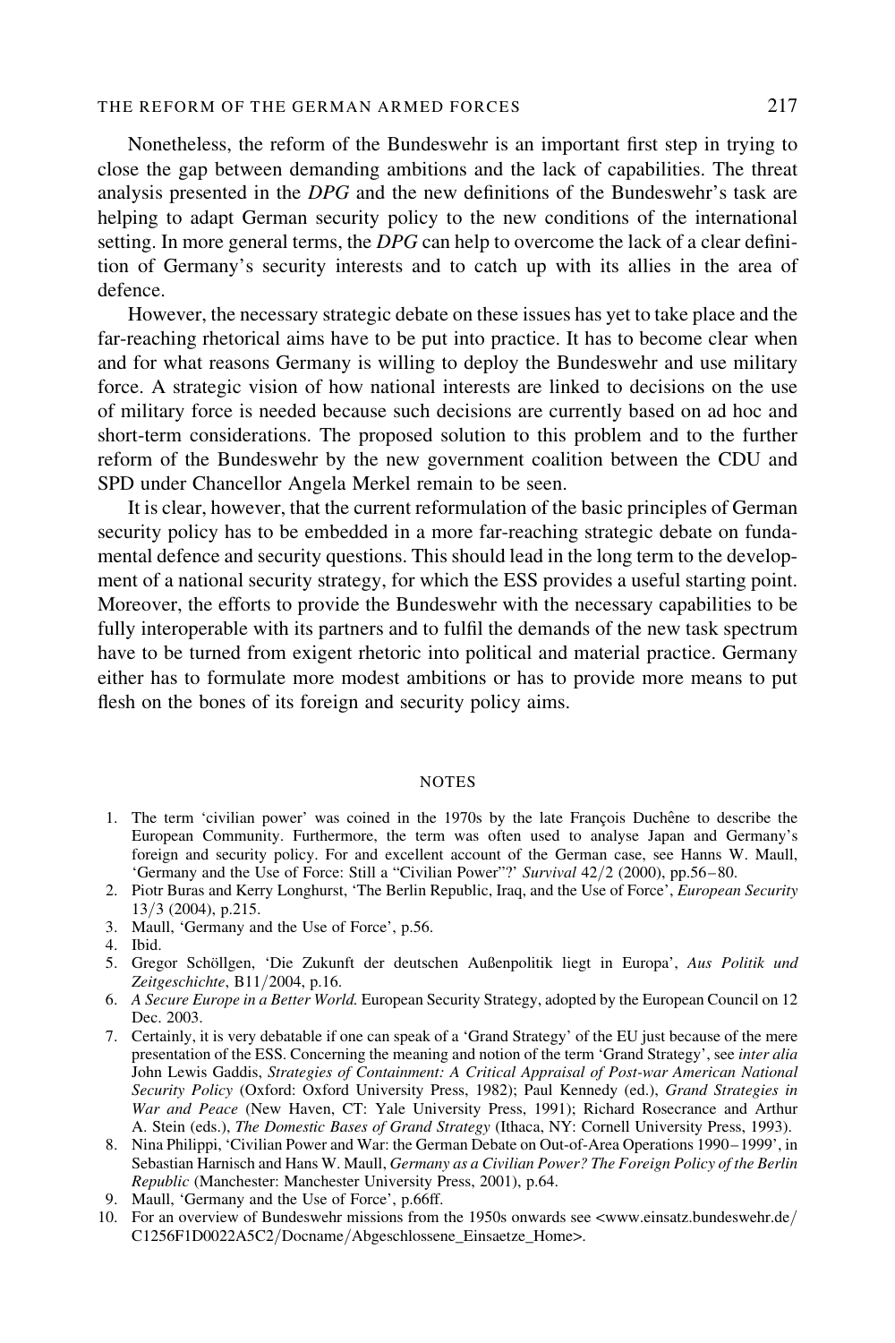Nonetheless, the reform of the Bundeswehr is an important first step in trying to close the gap between demanding ambitions and the lack of capabilities. The threat analysis presented in the *DPG* and the new definitions of the Bundeswehr's task are helping to adapt German security policy to the new conditions of the international setting. In more general terms, the *DPG* can help to overcome the lack of a clear definition of Germany's security interests and to catch up with its allies in the area of defence.

However, the necessary strategic debate on these issues has yet to take place and the far-reaching rhetorical aims have to be put into practice. It has to become clear when and for what reasons Germany is willing to deploy the Bundeswehr and use military force. A strategic vision of how national interests are linked to decisions on the use of military force is needed because such decisions are currently based on ad hoc and short-term considerations. The proposed solution to this problem and to the further reform of the Bundeswehr by the new government coalition between the CDU and SPD under Chancellor Angela Merkel remain to be seen.

It is clear, however, that the current reformulation of the basic principles of German security policy has to be embedded in a more far-reaching strategic debate on fundamental defence and security questions. This should lead in the long term to the development of a national security strategy, for which the ESS provides a useful starting point. Moreover, the efforts to provide the Bundeswehr with the necessary capabilities to be fully interoperable with its partners and to fulfil the demands of the new task spectrum have to be turned from exigent rhetoric into political and material practice. Germany either has to formulate more modest ambitions or has to provide more means to put flesh on the bones of its foreign and security policy aims.

## NOTES

1. The term 'civilian power' was coined in the 1970s by the late François Duchêne to describe the European Community. Furthermore, the term was often used to analyse Japan and Germany's foreign and security policy. For and excellent account of the German case, see Hanns W. Maull, 'Germany and the Use of Force: Still a "Civilian Power"?' *Survival* 42/2 (2000), pp.56–80.
2. Piotr Buras and Kerry Longhurst, 'The Berlin Republic, Iraq, and the Use of Force', *European Security* 13/3 (2004), p.215.
3. Maull, 'Germany and the Use of Force', p.56.
4. Ibid.
5. Gregor Schöllgen, 'Die Zukunft der deutschen Außenpolitik liegt in Europa', *Aus Politik und Zeitgeschichte*, B11/2004, p.16.
6. *A Secure Europe in a Better World.* European Security Strategy, adopted by the European Council on 12 Dec. 2003.
7. Certainly, it is very debatable if one can speak of a 'Grand Strategy' of the EU just because of the mere presentation of the ESS. Concerning the meaning and notion of the term 'Grand Strategy', see *inter alia* John Lewis Gaddis, *Strategies of Containment: A Critical Appraisal of Post-war American National Security Policy* (Oxford: Oxford University Press, 1982); Paul Kennedy (ed.), *Grand Strategies in War and Peace* (New Haven, CT: Yale University Press, 1991); Richard Rosecrance and Arthur A. Stein (eds.), *The Domestic Bases of Grand Strategy* (Ithaca, NY: Cornell University Press, 1993).
8. Nina Philippi, 'Civilian Power and War: the German Debate on Out-of-Area Operations 1990–1999', in Sebastian Harnisch and Hans W. Maull, *Germany as a Civilian Power? The Foreign Policy of the Berlin Republic* (Manchester: Manchester University Press, 2001), p.64.
9. Maull, 'Germany and the Use of Force', p.66ff.
10. For an overview of Bundeswehr missions from the 1950s onwards see <www.einsatz.bundeswehr.de/C1256F1D0022A5C2/Docname/Abgeschlossene_Einsaetze_Home>.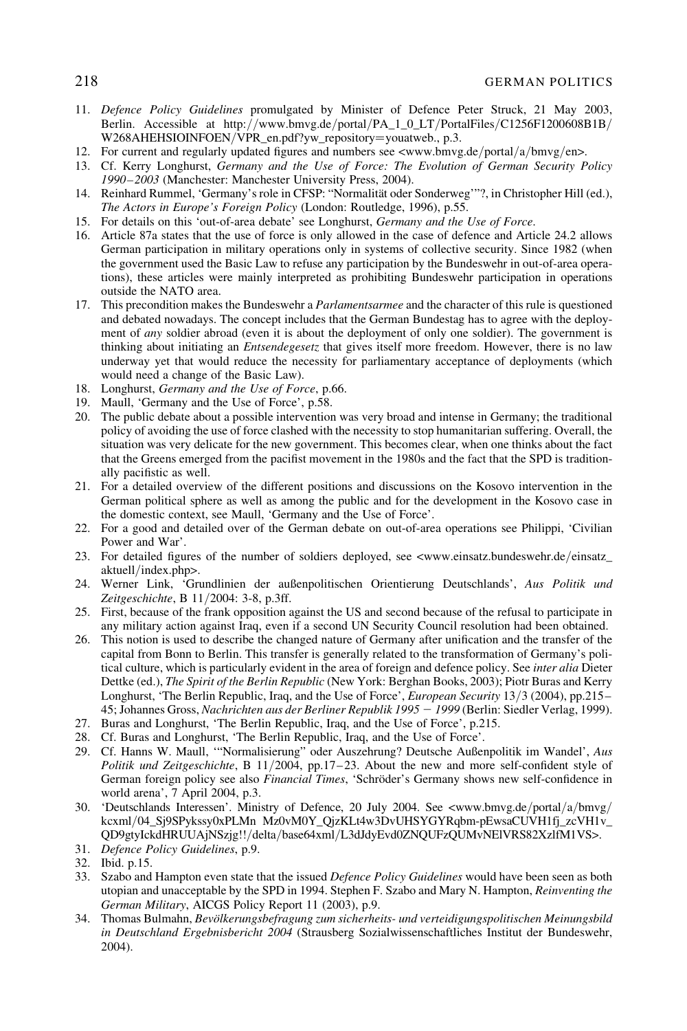11. *Defence Policy Guidelines* promulgated by Minister of Defence Peter Struck, 21 May 2003, Berlin. Accessible at http://www.bmvg.de/portal/PA_1_0_LT/PortalFiles/C1256F1200608B1B/W268AHEHSIOINFOEN/VPR_en.pdf?yw_repository=youatweb., p.3.
12. For current and regularly updated figures and numbers see <www.bmvg.de/portal/a/bmvg/en>.
13. Cf. Kerry Longhurst, *Germany and the Use of Force: The Evolution of German Security Policy 1990–2003* (Manchester: Manchester University Press, 2004).
14. Reinhard Rummel, 'Germany's role in CFSP: "Normalität oder Sonderweg"'?, in Christopher Hill (ed.), *The Actors in Europe's Foreign Policy* (London: Routledge, 1996), p.55.
15. For details on this 'out-of-area debate' see Longhurst, *Germany and the Use of Force*.
16. Article 87a states that the use of force is only allowed in the case of defence and Article 24.2 allows German participation in military operations only in systems of collective security. Since 1982 (when the government used the Basic Law to refuse any participation by the Bundeswehr in out-of-area operations), these articles were mainly interpreted as prohibiting Bundeswehr participation in operations outside the NATO area.
17. This precondition makes the Bundeswehr a *Parlamentsarmee* and the character of this rule is questioned and debated nowadays. The concept includes that the German Bundestag has to agree with the deployment of *any* soldier abroad (even it is about the deployment of only one soldier). The government is thinking about initiating an *Entsendegesetz* that gives itself more freedom. However, there is no law underway yet that would reduce the necessity for parliamentary acceptance of deployments (which would need a change of the Basic Law).
18. Longhurst, *Germany and the Use of Force*, p.66.
19. Maull, 'Germany and the Use of Force', p.58.
20. The public debate about a possible intervention was very broad and intense in Germany; the traditional policy of avoiding the use of force clashed with the necessity to stop humanitarian suffering. Overall, the situation was very delicate for the new government. This becomes clear, when one thinks about the fact that the Greens emerged from the pacifist movement in the 1980s and the fact that the SPD is traditionally pacifistic as well.
21. For a detailed overview of the different positions and discussions on the Kosovo intervention in the German political sphere as well as among the public and for the development in the Kosovo case in the domestic context, see Maull, 'Germany and the Use of Force'.
22. For a good and detailed over of the German debate on out-of-area operations see Philippi, 'Civilian Power and War'.
23. For detailed figures of the number of soldiers deployed, see <www.einsatz.bundeswehr.de/einsatz_aktuell/index.php>.
24. Werner Link, 'Grundlinien der außenpolitischen Orientierung Deutschlands', *Aus Politik und Zeitgeschichte*, B 11/2004: 3-8, p.3ff.
25. First, because of the frank opposition against the US and second because of the refusal to participate in any military action against Iraq, even if a second UN Security Council resolution had been obtained.
26. This notion is used to describe the changed nature of Germany after unification and the transfer of the capital from Bonn to Berlin. This transfer is generally related to the transformation of Germany's political culture, which is particularly evident in the area of foreign and defence policy. See *inter alia* Dieter Dettke (ed.), *The Spirit of the Berlin Republic* (New York: Berghan Books, 2003); Piotr Buras and Kerry Longhurst, 'The Berlin Republic, Iraq, and the Use of Force', *European Security* 13/3 (2004), pp.215–45; Johannes Gross, *Nachrichten aus der Berliner Republik 1995 – 1999* (Berlin: Siedler Verlag, 1999).
27. Buras and Longhurst, 'The Berlin Republic, Iraq, and the Use of Force', p.215.
28. Cf. Buras and Longhurst, 'The Berlin Republic, Iraq, and the Use of Force'.
29. Cf. Hanns W. Maull, '"Normalisierung" oder Auszehrung? Deutsche Außenpolitik im Wandel', *Aus Politik und Zeitgeschichte*, B 11/2004, pp.17–23. About the new and more self-confident style of German foreign policy see also *Financial Times*, 'Schröder's Germany shows new self-confidence in world arena', 7 April 2004, p.3.
30. 'Deutschlands Interessen'. Ministry of Defence, 20 July 2004. See <www.bmvg.de/portal/a/bmvg/kcxml/04_Sj9SPykssy0xPLMn Mz0vM0Y_QjzKLt4w3DvUHSYGYRqbm-pEwsaCUVH1fj_zcVH1v_QD9gtyIckdHRUUAjNSzjg!!/delta/base64xml/L3dJdyEvd0ZNQUFzQUMvNElVRS82XzlfM1VS>.
31. *Defence Policy Guidelines*, p.9.
32. Ibid. p.15.
33. Szabo and Hampton even state that the issued *Defence Policy Guidelines* would have been seen as both utopian and unacceptable by the SPD in 1994. Stephen F. Szabo and Mary N. Hampton, *Reinventing the German Military*, AICGS Policy Report 11 (2003), p.9.
34. Thomas Bulmahn, *Bevölkerungsbefragung zum sicherheits- und verteidigungspolitischen Meinungsbild in Deutschland Ergebnisbericht 2004* (Strausberg Sozialwissenschaftliches Institut der Bundeswehr, 2004).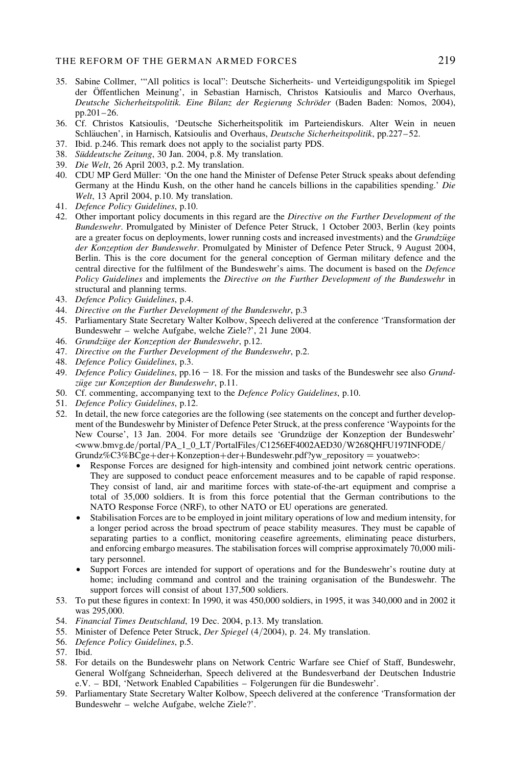35. Sabine Collmer, '"All politics is local": Deutsche Sicherheits- und Verteidigungspolitik im Spiegel der Öffentlichen Meinung', in Sebastian Harnisch, Christos Katsioulis and Marco Overhaus, *Deutsche Sicherheitspolitik. Eine Bilanz der Regierung Schröder* (Baden Baden: Nomos, 2004), pp.201–26.
36. Cf. Christos Katsioulis, 'Deutsche Sicherheitspolitik im Parteiendiskurs. Alter Wein in neuen Schläuchen', in Harnisch, Katsioulis and Overhaus, *Deutsche Sicherheitspolitik*, pp.227–52.
37. Ibid. p.246. This remark does not apply to the socialist party PDS.
38. *Süddeutsche Zeitung*, 30 Jan. 2004, p.8. My translation.
39. *Die Welt*, 26 April 2003, p.2. My translation.
40. CDU MP Gerd Müller: 'On the one hand the Minister of Defense Peter Struck speaks about defending Germany at the Hindu Kush, on the other hand he cancels billions in the capabilities spending.' *Die Welt*, 13 April 2004, p.10. My translation.
41. *Defence Policy Guidelines*, p.10.
42. Other important policy documents in this regard are the *Directive on the Further Development of the Bundeswehr*. Promulgated by Minister of Defence Peter Struck, 1 October 2003, Berlin (key points are a greater focus on deployments, lower running costs and increased investments) and the *Grundzüge der Konzeption der Bundeswehr*. Promulgated by Minister of Defence Peter Struck, 9 August 2004, Berlin. This is the core document for the general conception of German military defence and the central directive for the fulfilment of the Bundeswehr's aims. The document is based on the *Defence Policy Guidelines* and implements the *Directive on the Further Development of the Bundeswehr* in structural and planning terms.
43. *Defence Policy Guidelines*, p.4.
44. *Directive on the Further Development of the Bundeswehr*, p.3
45. Parliamentary State Secretary Walter Kolbow, Speech delivered at the conference 'Transformation der Bundeswehr – welche Aufgabe, welche Ziele?', 21 June 2004.
46. *Grundzüge der Konzeption der Bundeswehr*, p.12.
47. *Directive on the Further Development of the Bundeswehr*, p.2.
48. *Defence Policy Guidelines*, p.3.
49. *Defence Policy Guidelines*, pp.16 – 18. For the mission and tasks of the Bundeswehr see also *Grundzüge zur Konzeption der Bundeswehr*, p.11.
50. Cf. commenting, accompanying text to the *Defence Policy Guidelines*, p.10.
51. *Defence Policy Guidelines*, p.12.
52. In detail, the new force categories are the following (see statements on the concept and further development of the Bundeswehr by Minister of Defence Peter Struck, at the press conference 'Waypoints for the New Course', 13 Jan. 2004. For more details see 'Grundzüge der Konzeption der Bundeswehr' <www.bmvg.de/portal/PA_1_0_LT/PortalFiles/C1256EF4002AED30/W268QHFU197INFODE/Grundz%C3%BCge+der+Konzeption+der+Bundeswehr.pdf?yw_repository = youatweb>:
    - Response Forces are designed for high-intensity and combined joint network centric operations. They are supposed to conduct peace enforcement measures and to be capable of rapid response. They consist of land, air and maritime forces with state-of-the-art equipment and comprise a total of 35,000 soldiers. It is from this force potential that the German contributions to the NATO Response Force (NRF), to other NATO or EU operations are generated.
    - Stabilisation Forces are to be employed in joint military operations of low and medium intensity, for a longer period across the broad spectrum of peace stability measures. They must be capable of separating parties to a conflict, monitoring ceasefire agreements, eliminating peace disturbers, and enforcing embargo measures. The stabilisation forces will comprise approximately 70,000 military personnel.
    - Support Forces are intended for support of operations and for the Bundeswehr's routine duty at home; including command and control and the training organisation of the Bundeswehr. The support forces will consist of about 137,500 soldiers.
53. To put these figures in context: In 1990, it was 450,000 soldiers, in 1995, it was 340,000 and in 2002 it was 295,000.
54. *Financial Times Deutschland*, 19 Dec. 2004, p.13. My translation.
55. Minister of Defence Peter Struck, *Der Spiegel* (4/2004), p. 24. My translation.
56. *Defence Policy Guidelines*, p.5.
57. Ibid.
58. For details on the Bundeswehr plans on Network Centric Warfare see Chief of Staff, Bundeswehr, General Wolfgang Schneiderhan, Speech delivered at the Bundesverband der Deutschen Industrie e.V. – BDI, 'Network Enabled Capabilities – Folgerungen für die Bundeswehr'.
59. Parliamentary State Secretary Walter Kolbow, Speech delivered at the conference 'Transformation der Bundeswehr – welche Aufgabe, welche Ziele?'.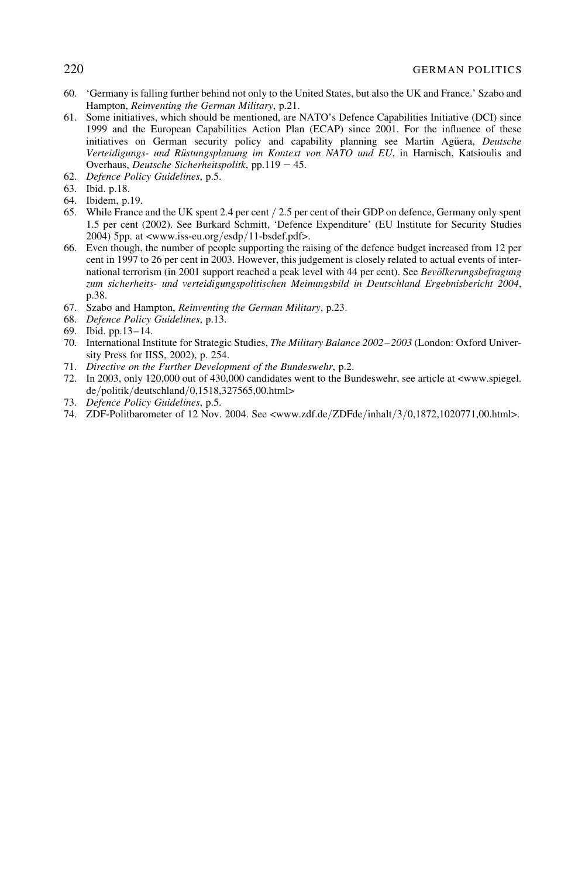60. 'Germany is falling further behind not only to the United States, but also the UK and France.' Szabo and Hampton, *Reinventing the German Military*, p.21.
61. Some initiatives, which should be mentioned, are NATO's Defence Capabilities Initiative (DCI) since 1999 and the European Capabilities Action Plan (ECAP) since 2001. For the influence of these initiatives on German security policy and capability planning see Martin Agüera, *Deutsche Verteidigungs- und Rüstungsplanung im Kontext von NATO und EU*, in Harnisch, Katsioulis and Overhaus, *Deutsche Sicherheitspolitik*, pp.119 − 45.
62. *Defence Policy Guidelines*, p.5.
63. Ibid. p.18.
64. Ibidem, p.19.
65. While France and the UK spent 2.4 per cent / 2.5 per cent of their GDP on defence, Germany only spent 1.5 per cent (2002). See Burkard Schmitt, 'Defence Expenditure' (EU Institute for Security Studies 2004) 5pp. at <www.iss-eu.org/esdp/11-bsdef.pdf>.
66. Even though, the number of people supporting the raising of the defence budget increased from 12 per cent in 1997 to 26 per cent in 2003. However, this judgement is closely related to actual events of international terrorism (in 2001 support reached a peak level with 44 per cent). See *Bevölkerungsbefragung zum sicherheits- und verteidigungspolitischen Meinungsbild in Deutschland Ergebnisbericht 2004*, p.38.
67. Szabo and Hampton, *Reinventing the German Military*, p.23.
68. *Defence Policy Guidelines*, p.13.
69. Ibid. pp.13–14.
70. International Institute for Strategic Studies, *The Military Balance 2002–2003* (London: Oxford University Press for IISS, 2002), p. 254.
71. *Directive on the Further Development of the Bundeswehr*, p.2.
72. In 2003, only 120,000 out of 430,000 candidates went to the Bundeswehr, see article at <www.spiegel.de/politik/deutschland/0,1518,327565,00.html>
73. *Defence Policy Guidelines*, p.5.
74. ZDF-Politbarometer of 12 Nov. 2004. See <www.zdf.de/ZDFde/inhalt/3/0,1872,1020771,00.html>.